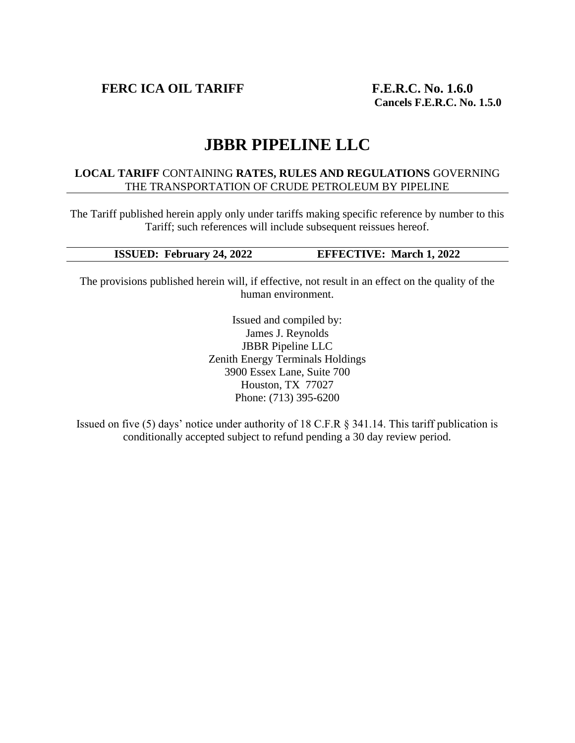**FERC ICA OIL TARIFF** **F.E.R.C. No. 1.6.0**
**Cancels F.E.R.C. No. 1.5.0**

# JBBR PIPELINE LLC

**LOCAL TARIFF** CONTAINING **RATES, RULES AND REGULATIONS** GOVERNING THE TRANSPORTATION OF CRUDE PETROLEUM BY PIPELINE

The Tariff published herein apply only under tariffs making specific reference by number to this Tariff; such references will include subsequent reissues hereof.

**ISSUED: February 24, 2022** **EFFECTIVE: March 1, 2022**

The provisions published herein will, if effective, not result in an effect on the quality of the human environment.

Issued and compiled by:
James J. Reynolds
JBBR Pipeline LLC
Zenith Energy Terminals Holdings
3900 Essex Lane, Suite 700
Houston, TX 77027
Phone: (713) 395-6200

Issued on five (5) days' notice under authority of 18 C.F.R § 341.14. This tariff publication is conditionally accepted subject to refund pending a 30 day review period.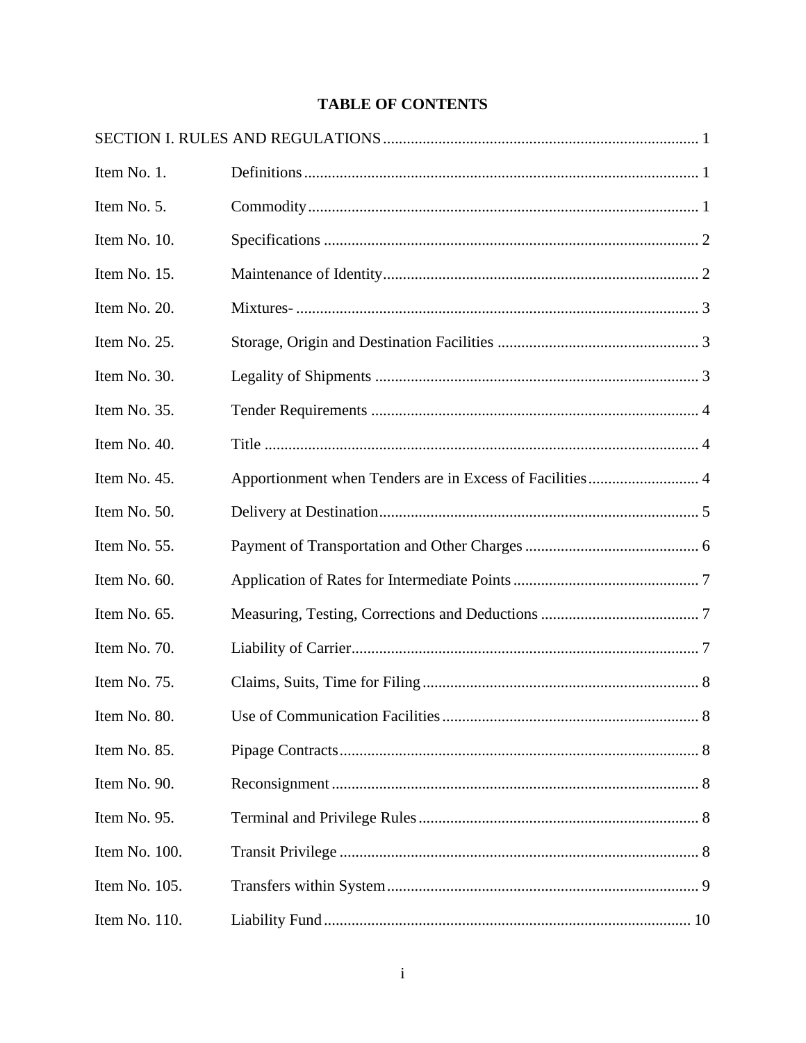# TABLE OF CONTENTS

| | | |
|---|---|---|
| SECTION I. RULES AND REGULATIONS | | 1 |
| Item No. 1. | Definitions | 1 |
| Item No. 5. | Commodity | 1 |
| Item No. 10. | Specifications | 2 |
| Item No. 15. | Maintenance of Identity | 2 |
| Item No. 20. | Mixtures- | 3 |
| Item No. 25. | Storage, Origin and Destination Facilities | 3 |
| Item No. 30. | Legality of Shipments | 3 |
| Item No. 35. | Tender Requirements | 4 |
| Item No. 40. | Title | 4 |
| Item No. 45. | Apportionment when Tenders are in Excess of Facilities | 4 |
| Item No. 50. | Delivery at Destination | 5 |
| Item No. 55. | Payment of Transportation and Other Charges | 6 |
| Item No. 60. | Application of Rates for Intermediate Points | 7 |
| Item No. 65. | Measuring, Testing, Corrections and Deductions | 7 |
| Item No. 70. | Liability of Carrier | 7 |
| Item No. 75. | Claims, Suits, Time for Filing | 8 |
| Item No. 80. | Use of Communication Facilities | 8 |
| Item No. 85. | Pipage Contracts | 8 |
| Item No. 90. | Reconsignment | 8 |
| Item No. 95. | Terminal and Privilege Rules | 8 |
| Item No. 100. | Transit Privilege | 8 |
| Item No. 105. | Transfers within System | 9 |
| Item No. 110. | Liability Fund | 10 |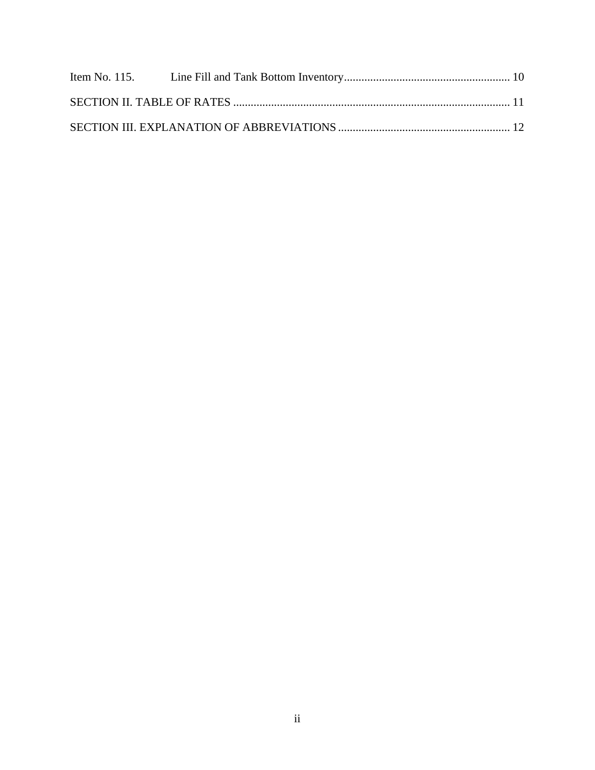Item No. 115. Line Fill and Tank Bottom Inventory........................................................ 10

SECTION II. TABLE OF RATES .............................................................................................. 11

SECTION III. EXPLANATION OF ABBREVIATIONS .......................................................... 12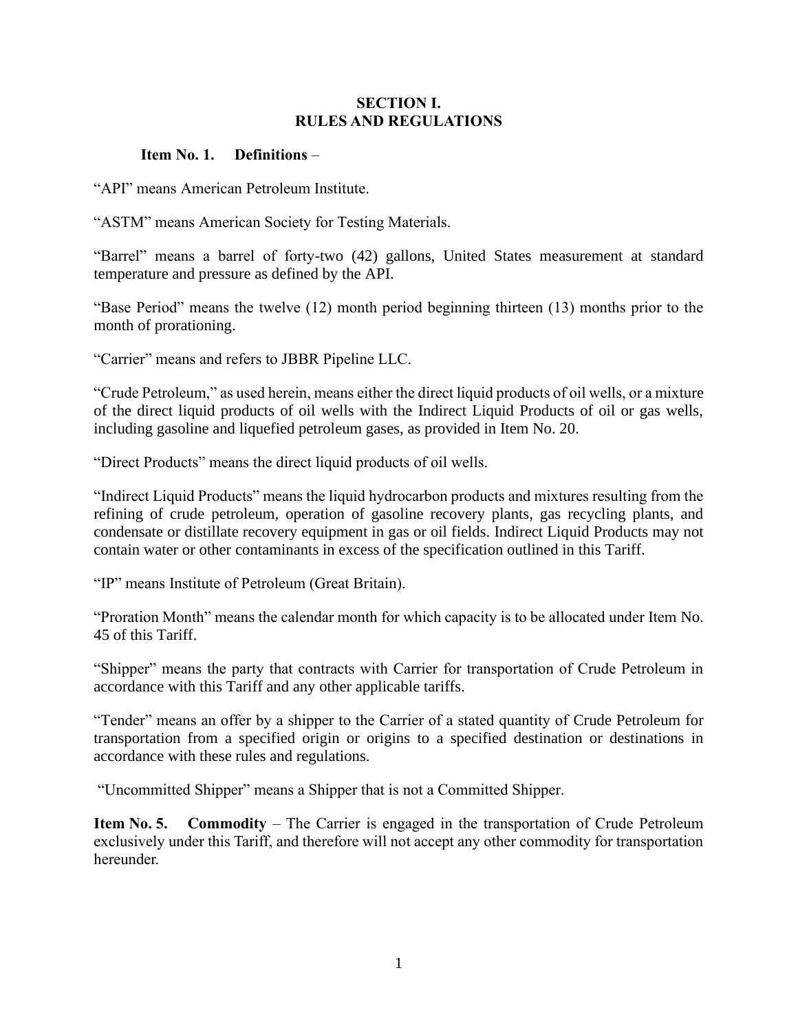## SECTION I.
## RULES AND REGULATIONS

**Item No. 1. Definitions** –

"API" means American Petroleum Institute.

"ASTM" means American Society for Testing Materials.

"Barrel" means a barrel of forty-two (42) gallons, United States measurement at standard temperature and pressure as defined by the API.

"Base Period" means the twelve (12) month period beginning thirteen (13) months prior to the month of prorationing.

"Carrier" means and refers to JBBR Pipeline LLC.

"Crude Petroleum," as used herein, means either the direct liquid products of oil wells, or a mixture of the direct liquid products of oil wells with the Indirect Liquid Products of oil or gas wells, including gasoline and liquefied petroleum gases, as provided in Item No. 20.

"Direct Products" means the direct liquid products of oil wells.

"Indirect Liquid Products" means the liquid hydrocarbon products and mixtures resulting from the refining of crude petroleum, operation of gasoline recovery plants, gas recycling plants, and condensate or distillate recovery equipment in gas or oil fields. Indirect Liquid Products may not contain water or other contaminants in excess of the specification outlined in this Tariff.

"IP" means Institute of Petroleum (Great Britain).

"Proration Month" means the calendar month for which capacity is to be allocated under Item No. 45 of this Tariff.

"Shipper" means the party that contracts with Carrier for transportation of Crude Petroleum in accordance with this Tariff and any other applicable tariffs.

"Tender" means an offer by a shipper to the Carrier of a stated quantity of Crude Petroleum for transportation from a specified origin or origins to a specified destination or destinations in accordance with these rules and regulations.

"Uncommitted Shipper" means a Shipper that is not a Committed Shipper.

**Item No. 5. Commodity** – The Carrier is engaged in the transportation of Crude Petroleum exclusively under this Tariff, and therefore will not accept any other commodity for transportation hereunder.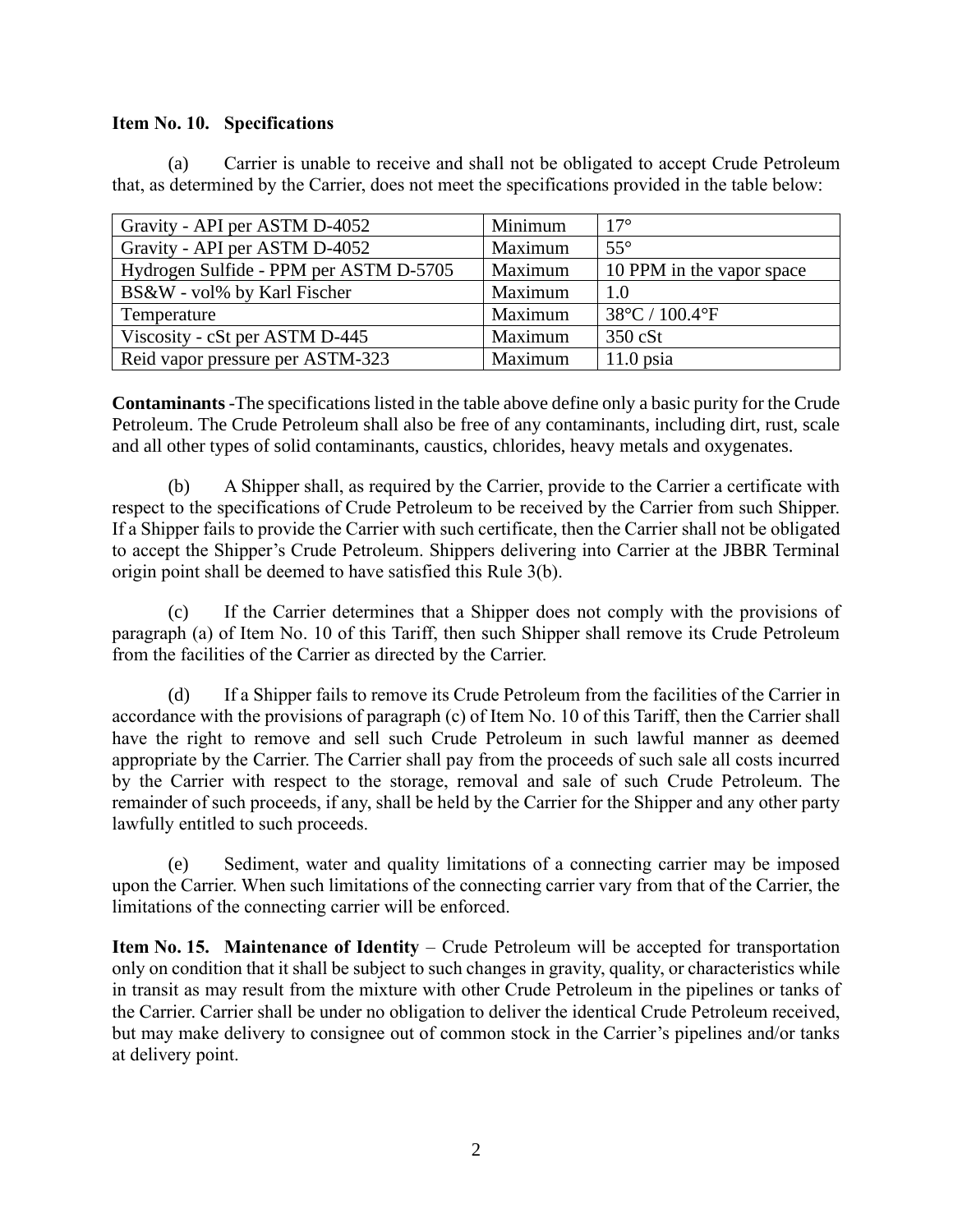**Item No. 10. Specifications**

(a) Carrier is unable to receive and shall not be obligated to accept Crude Petroleum that, as determined by the Carrier, does not meet the specifications provided in the table below:

| | | |
|---|---|---|
| Gravity - API per ASTM D-4052 | Minimum | 17° |
| Gravity - API per ASTM D-4052 | Maximum | 55° |
| Hydrogen Sulfide - PPM per ASTM D-5705 | Maximum | 10 PPM in the vapor space |
| BS&W - vol% by Karl Fischer | Maximum | 1.0 |
| Temperature | Maximum | 38°C / 100.4°F |
| Viscosity - cSt per ASTM D-445 | Maximum | 350 cSt |
| Reid vapor pressure per ASTM-323 | Maximum | 11.0 psia |

**Contaminants** -The specifications listed in the table above define only a basic purity for the Crude Petroleum. The Crude Petroleum shall also be free of any contaminants, including dirt, rust, scale and all other types of solid contaminants, caustics, chlorides, heavy metals and oxygenates.

(b) A Shipper shall, as required by the Carrier, provide to the Carrier a certificate with respect to the specifications of Crude Petroleum to be received by the Carrier from such Shipper. If a Shipper fails to provide the Carrier with such certificate, then the Carrier shall not be obligated to accept the Shipper's Crude Petroleum. Shippers delivering into Carrier at the JBBR Terminal origin point shall be deemed to have satisfied this Rule 3(b).

(c) If the Carrier determines that a Shipper does not comply with the provisions of paragraph (a) of Item No. 10 of this Tariff, then such Shipper shall remove its Crude Petroleum from the facilities of the Carrier as directed by the Carrier.

(d) If a Shipper fails to remove its Crude Petroleum from the facilities of the Carrier in accordance with the provisions of paragraph (c) of Item No. 10 of this Tariff, then the Carrier shall have the right to remove and sell such Crude Petroleum in such lawful manner as deemed appropriate by the Carrier. The Carrier shall pay from the proceeds of such sale all costs incurred by the Carrier with respect to the storage, removal and sale of such Crude Petroleum. The remainder of such proceeds, if any, shall be held by the Carrier for the Shipper and any other party lawfully entitled to such proceeds.

(e) Sediment, water and quality limitations of a connecting carrier may be imposed upon the Carrier. When such limitations of the connecting carrier vary from that of the Carrier, the limitations of the connecting carrier will be enforced.

**Item No. 15. Maintenance of Identity** – Crude Petroleum will be accepted for transportation only on condition that it shall be subject to such changes in gravity, quality, or characteristics while in transit as may result from the mixture with other Crude Petroleum in the pipelines or tanks of the Carrier. Carrier shall be under no obligation to deliver the identical Crude Petroleum received, but may make delivery to consignee out of common stock in the Carrier's pipelines and/or tanks at delivery point.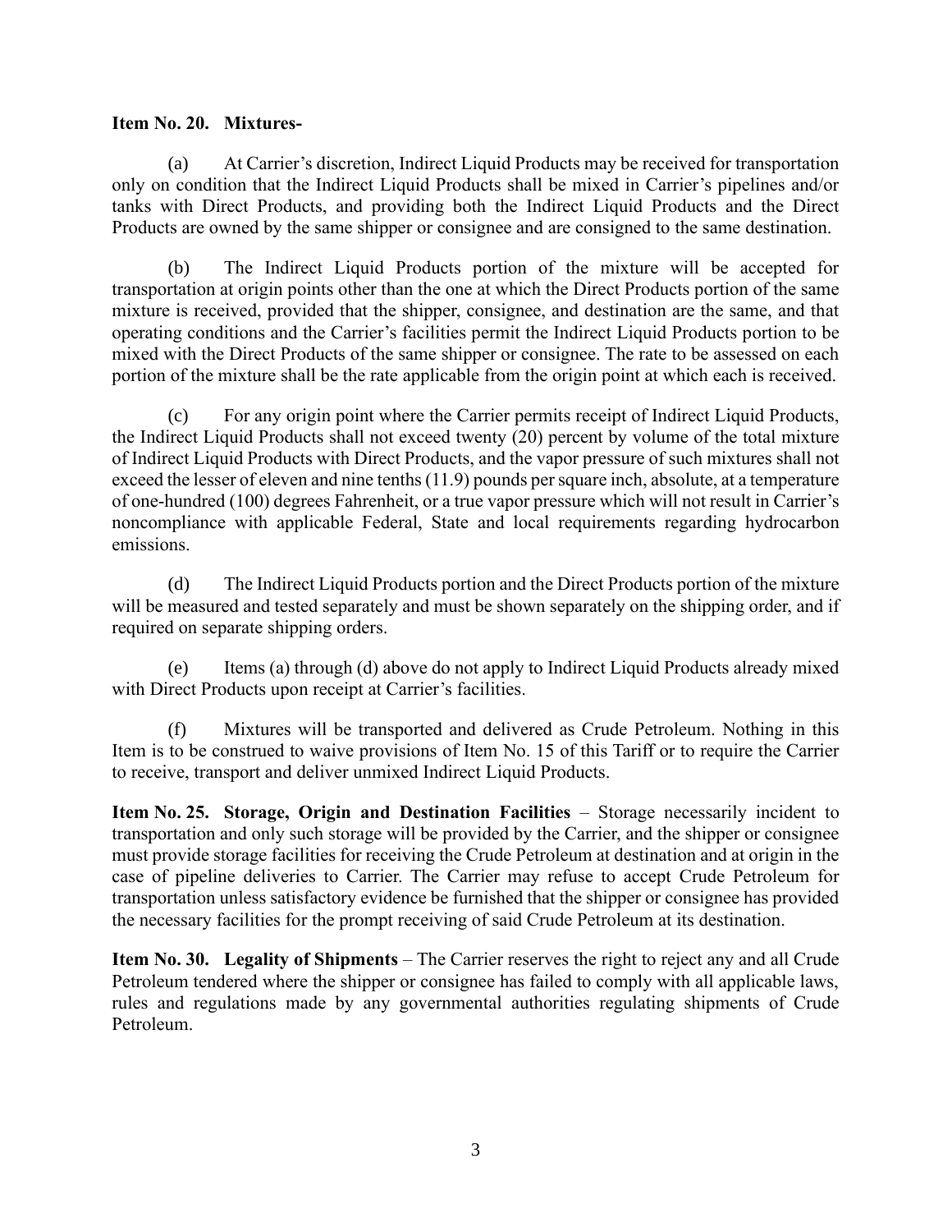**Item No. 20. Mixtures-**

(a) At Carrier's discretion, Indirect Liquid Products may be received for transportation only on condition that the Indirect Liquid Products shall be mixed in Carrier's pipelines and/or tanks with Direct Products, and providing both the Indirect Liquid Products and the Direct Products are owned by the same shipper or consignee and are consigned to the same destination.

(b) The Indirect Liquid Products portion of the mixture will be accepted for transportation at origin points other than the one at which the Direct Products portion of the same mixture is received, provided that the shipper, consignee, and destination are the same, and that operating conditions and the Carrier's facilities permit the Indirect Liquid Products portion to be mixed with the Direct Products of the same shipper or consignee. The rate to be assessed on each portion of the mixture shall be the rate applicable from the origin point at which each is received.

(c) For any origin point where the Carrier permits receipt of Indirect Liquid Products, the Indirect Liquid Products shall not exceed twenty (20) percent by volume of the total mixture of Indirect Liquid Products with Direct Products, and the vapor pressure of such mixtures shall not exceed the lesser of eleven and nine tenths (11.9) pounds per square inch, absolute, at a temperature of one-hundred (100) degrees Fahrenheit, or a true vapor pressure which will not result in Carrier's noncompliance with applicable Federal, State and local requirements regarding hydrocarbon emissions.

(d) The Indirect Liquid Products portion and the Direct Products portion of the mixture will be measured and tested separately and must be shown separately on the shipping order, and if required on separate shipping orders.

(e) Items (a) through (d) above do not apply to Indirect Liquid Products already mixed with Direct Products upon receipt at Carrier's facilities.

(f) Mixtures will be transported and delivered as Crude Petroleum. Nothing in this Item is to be construed to waive provisions of Item No. 15 of this Tariff or to require the Carrier to receive, transport and deliver unmixed Indirect Liquid Products.

**Item No. 25. Storage, Origin and Destination Facilities** – Storage necessarily incident to transportation and only such storage will be provided by the Carrier, and the shipper or consignee must provide storage facilities for receiving the Crude Petroleum at destination and at origin in the case of pipeline deliveries to Carrier. The Carrier may refuse to accept Crude Petroleum for transportation unless satisfactory evidence be furnished that the shipper or consignee has provided the necessary facilities for the prompt receiving of said Crude Petroleum at its destination.

**Item No. 30. Legality of Shipments** – The Carrier reserves the right to reject any and all Crude Petroleum tendered where the shipper or consignee has failed to comply with all applicable laws, rules and regulations made by any governmental authorities regulating shipments of Crude Petroleum.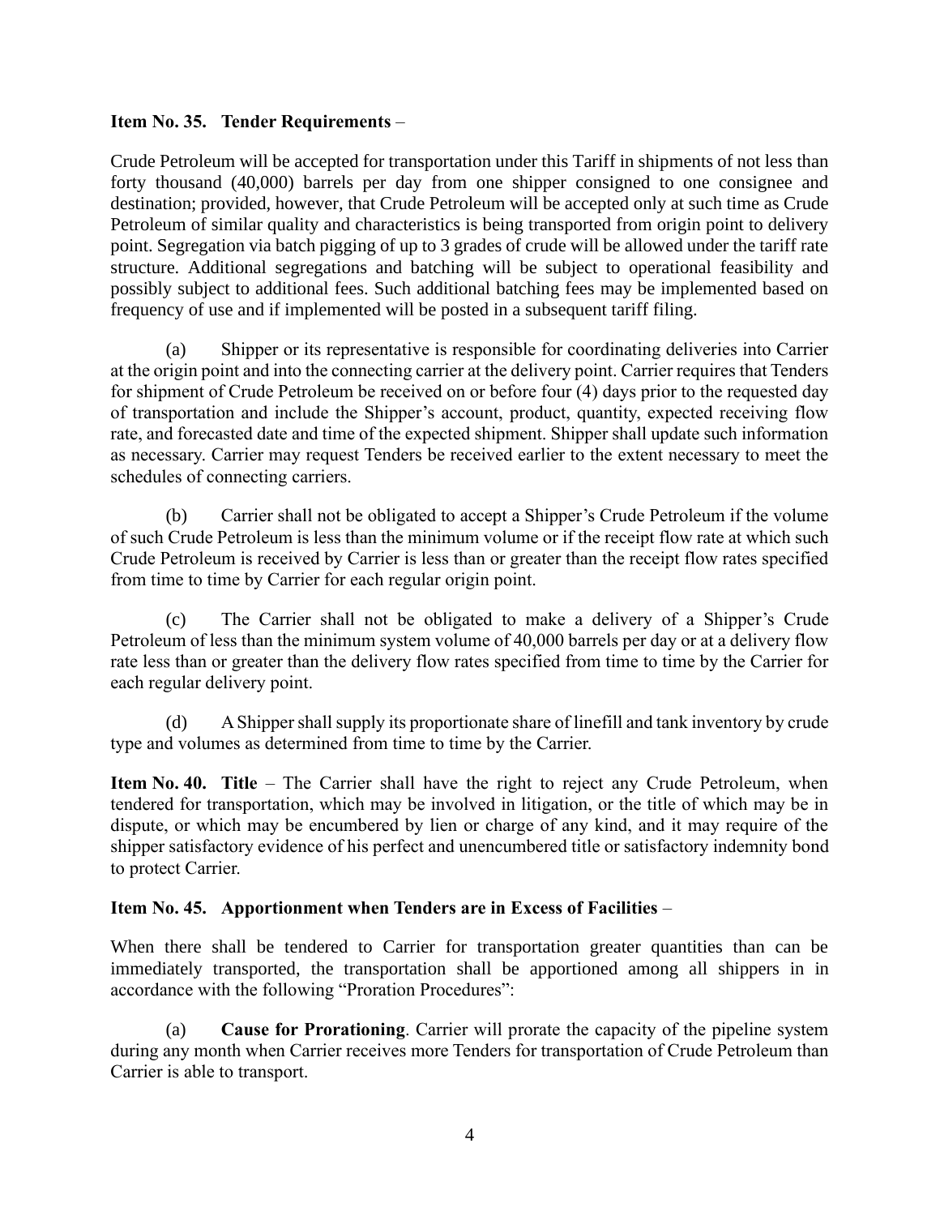**Item No. 35. Tender Requirements** –

Crude Petroleum will be accepted for transportation under this Tariff in shipments of not less than forty thousand (40,000) barrels per day from one shipper consigned to one consignee and destination; provided, however, that Crude Petroleum will be accepted only at such time as Crude Petroleum of similar quality and characteristics is being transported from origin point to delivery point. Segregation via batch pigging of up to 3 grades of crude will be allowed under the tariff rate structure. Additional segregations and batching will be subject to operational feasibility and possibly subject to additional fees. Such additional batching fees may be implemented based on frequency of use and if implemented will be posted in a subsequent tariff filing.

(a) Shipper or its representative is responsible for coordinating deliveries into Carrier at the origin point and into the connecting carrier at the delivery point. Carrier requires that Tenders for shipment of Crude Petroleum be received on or before four (4) days prior to the requested day of transportation and include the Shipper's account, product, quantity, expected receiving flow rate, and forecasted date and time of the expected shipment. Shipper shall update such information as necessary. Carrier may request Tenders be received earlier to the extent necessary to meet the schedules of connecting carriers.

(b) Carrier shall not be obligated to accept a Shipper's Crude Petroleum if the volume of such Crude Petroleum is less than the minimum volume or if the receipt flow rate at which such Crude Petroleum is received by Carrier is less than or greater than the receipt flow rates specified from time to time by Carrier for each regular origin point.

(c) The Carrier shall not be obligated to make a delivery of a Shipper's Crude Petroleum of less than the minimum system volume of 40,000 barrels per day or at a delivery flow rate less than or greater than the delivery flow rates specified from time to time by the Carrier for each regular delivery point.

(d) A Shipper shall supply its proportionate share of linefill and tank inventory by crude type and volumes as determined from time to time by the Carrier.

**Item No. 40. Title** – The Carrier shall have the right to reject any Crude Petroleum, when tendered for transportation, which may be involved in litigation, or the title of which may be in dispute, or which may be encumbered by lien or charge of any kind, and it may require of the shipper satisfactory evidence of his perfect and unencumbered title or satisfactory indemnity bond to protect Carrier.

**Item No. 45. Apportionment when Tenders are in Excess of Facilities** –

When there shall be tendered to Carrier for transportation greater quantities than can be immediately transported, the transportation shall be apportioned among all shippers in in accordance with the following "Proration Procedures":

(a) **Cause for Prorationing**. Carrier will prorate the capacity of the pipeline system during any month when Carrier receives more Tenders for transportation of Crude Petroleum than Carrier is able to transport.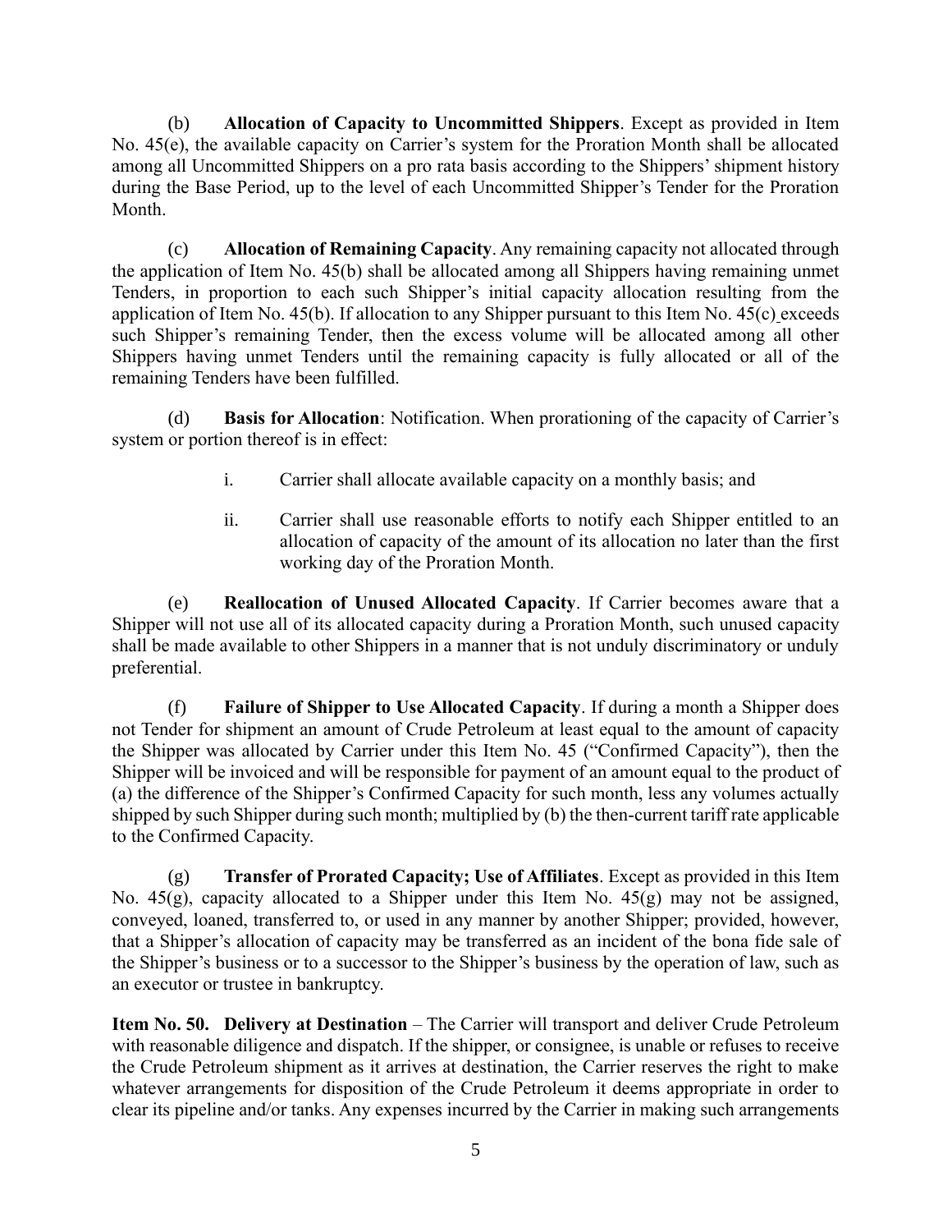(b) **Allocation of Capacity to Uncommitted Shippers**. Except as provided in Item No. 45(e), the available capacity on Carrier's system for the Proration Month shall be allocated among all Uncommitted Shippers on a pro rata basis according to the Shippers' shipment history during the Base Period, up to the level of each Uncommitted Shipper's Tender for the Proration Month.

(c) **Allocation of Remaining Capacity**. Any remaining capacity not allocated through the application of Item No. 45(b) shall be allocated among all Shippers having remaining unmet Tenders, in proportion to each such Shipper's initial capacity allocation resulting from the application of Item No. 45(b). If allocation to any Shipper pursuant to this Item No. 45(c) exceeds such Shipper's remaining Tender, then the excess volume will be allocated among all other Shippers having unmet Tenders until the remaining capacity is fully allocated or all of the remaining Tenders have been fulfilled.

(d) **Basis for Allocation**: Notification. When prorationing of the capacity of Carrier's system or portion thereof is in effect:

i. Carrier shall allocate available capacity on a monthly basis; and

ii. Carrier shall use reasonable efforts to notify each Shipper entitled to an allocation of capacity of the amount of its allocation no later than the first working day of the Proration Month.

(e) **Reallocation of Unused Allocated Capacity**. If Carrier becomes aware that a Shipper will not use all of its allocated capacity during a Proration Month, such unused capacity shall be made available to other Shippers in a manner that is not unduly discriminatory or unduly preferential.

(f) **Failure of Shipper to Use Allocated Capacity**. If during a month a Shipper does not Tender for shipment an amount of Crude Petroleum at least equal to the amount of capacity the Shipper was allocated by Carrier under this Item No. 45 ("Confirmed Capacity"), then the Shipper will be invoiced and will be responsible for payment of an amount equal to the product of (a) the difference of the Shipper's Confirmed Capacity for such month, less any volumes actually shipped by such Shipper during such month; multiplied by (b) the then-current tariff rate applicable to the Confirmed Capacity.

(g) **Transfer of Prorated Capacity; Use of Affiliates**. Except as provided in this Item No. 45(g), capacity allocated to a Shipper under this Item No. 45(g) may not be assigned, conveyed, loaned, transferred to, or used in any manner by another Shipper; provided, however, that a Shipper's allocation of capacity may be transferred as an incident of the bona fide sale of the Shipper's business or to a successor to the Shipper's business by the operation of law, such as an executor or trustee in bankruptcy.

**Item No. 50. Delivery at Destination** – The Carrier will transport and deliver Crude Petroleum with reasonable diligence and dispatch. If the shipper, or consignee, is unable or refuses to receive the Crude Petroleum shipment as it arrives at destination, the Carrier reserves the right to make whatever arrangements for disposition of the Crude Petroleum it deems appropriate in order to clear its pipeline and/or tanks. Any expenses incurred by the Carrier in making such arrangements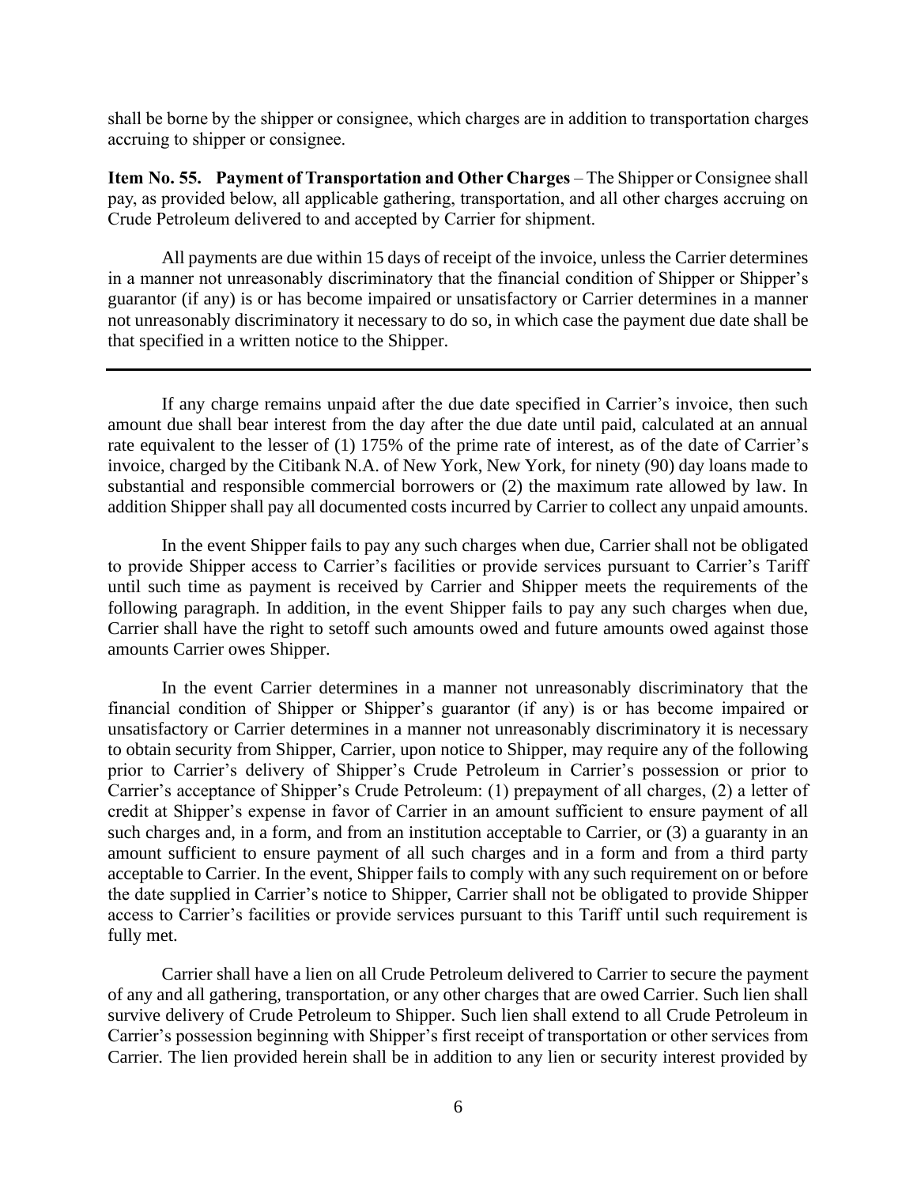shall be borne by the shipper or consignee, which charges are in addition to transportation charges accruing to shipper or consignee.

**Item No. 55. Payment of Transportation and Other Charges** – The Shipper or Consignee shall pay, as provided below, all applicable gathering, transportation, and all other charges accruing on Crude Petroleum delivered to and accepted by Carrier for shipment.

All payments are due within 15 days of receipt of the invoice, unless the Carrier determines in a manner not unreasonably discriminatory that the financial condition of Shipper or Shipper's guarantor (if any) is or has become impaired or unsatisfactory or Carrier determines in a manner not unreasonably discriminatory it necessary to do so, in which case the payment due date shall be that specified in a written notice to the Shipper.

---

If any charge remains unpaid after the due date specified in Carrier's invoice, then such amount due shall bear interest from the day after the due date until paid, calculated at an annual rate equivalent to the lesser of (1) 175% of the prime rate of interest, as of the date of Carrier's invoice, charged by the Citibank N.A. of New York, New York, for ninety (90) day loans made to substantial and responsible commercial borrowers or (2) the maximum rate allowed by law. In addition Shipper shall pay all documented costs incurred by Carrier to collect any unpaid amounts.

In the event Shipper fails to pay any such charges when due, Carrier shall not be obligated to provide Shipper access to Carrier's facilities or provide services pursuant to Carrier's Tariff until such time as payment is received by Carrier and Shipper meets the requirements of the following paragraph. In addition, in the event Shipper fails to pay any such charges when due, Carrier shall have the right to setoff such amounts owed and future amounts owed against those amounts Carrier owes Shipper.

In the event Carrier determines in a manner not unreasonably discriminatory that the financial condition of Shipper or Shipper's guarantor (if any) is or has become impaired or unsatisfactory or Carrier determines in a manner not unreasonably discriminatory it is necessary to obtain security from Shipper, Carrier, upon notice to Shipper, may require any of the following prior to Carrier's delivery of Shipper's Crude Petroleum in Carrier's possession or prior to Carrier's acceptance of Shipper's Crude Petroleum: (1) prepayment of all charges, (2) a letter of credit at Shipper's expense in favor of Carrier in an amount sufficient to ensure payment of all such charges and, in a form, and from an institution acceptable to Carrier, or (3) a guaranty in an amount sufficient to ensure payment of all such charges and in a form and from a third party acceptable to Carrier. In the event, Shipper fails to comply with any such requirement on or before the date supplied in Carrier's notice to Shipper, Carrier shall not be obligated to provide Shipper access to Carrier's facilities or provide services pursuant to this Tariff until such requirement is fully met.

Carrier shall have a lien on all Crude Petroleum delivered to Carrier to secure the payment of any and all gathering, transportation, or any other charges that are owed Carrier. Such lien shall survive delivery of Crude Petroleum to Shipper. Such lien shall extend to all Crude Petroleum in Carrier's possession beginning with Shipper's first receipt of transportation or other services from Carrier. The lien provided herein shall be in addition to any lien or security interest provided by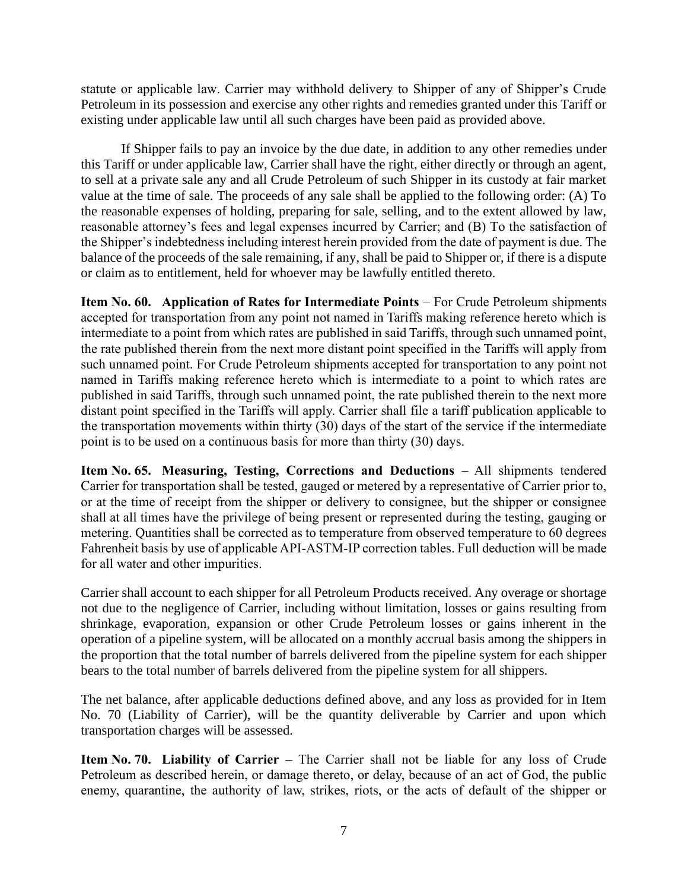statute or applicable law. Carrier may withhold delivery to Shipper of any of Shipper's Crude Petroleum in its possession and exercise any other rights and remedies granted under this Tariff or existing under applicable law until all such charges have been paid as provided above.

If Shipper fails to pay an invoice by the due date, in addition to any other remedies under this Tariff or under applicable law, Carrier shall have the right, either directly or through an agent, to sell at a private sale any and all Crude Petroleum of such Shipper in its custody at fair market value at the time of sale. The proceeds of any sale shall be applied to the following order: (A) To the reasonable expenses of holding, preparing for sale, selling, and to the extent allowed by law, reasonable attorney's fees and legal expenses incurred by Carrier; and (B) To the satisfaction of the Shipper's indebtedness including interest herein provided from the date of payment is due. The balance of the proceeds of the sale remaining, if any, shall be paid to Shipper or, if there is a dispute or claim as to entitlement, held for whoever may be lawfully entitled thereto.

**Item No. 60. Application of Rates for Intermediate Points** – For Crude Petroleum shipments accepted for transportation from any point not named in Tariffs making reference hereto which is intermediate to a point from which rates are published in said Tariffs, through such unnamed point, the rate published therein from the next more distant point specified in the Tariffs will apply from such unnamed point. For Crude Petroleum shipments accepted for transportation to any point not named in Tariffs making reference hereto which is intermediate to a point to which rates are published in said Tariffs, through such unnamed point, the rate published therein to the next more distant point specified in the Tariffs will apply. Carrier shall file a tariff publication applicable to the transportation movements within thirty (30) days of the start of the service if the intermediate point is to be used on a continuous basis for more than thirty (30) days.

**Item No. 65. Measuring, Testing, Corrections and Deductions** – All shipments tendered Carrier for transportation shall be tested, gauged or metered by a representative of Carrier prior to, or at the time of receipt from the shipper or delivery to consignee, but the shipper or consignee shall at all times have the privilege of being present or represented during the testing, gauging or metering. Quantities shall be corrected as to temperature from observed temperature to 60 degrees Fahrenheit basis by use of applicable API-ASTM-IP correction tables. Full deduction will be made for all water and other impurities.

Carrier shall account to each shipper for all Petroleum Products received. Any overage or shortage not due to the negligence of Carrier, including without limitation, losses or gains resulting from shrinkage, evaporation, expansion or other Crude Petroleum losses or gains inherent in the operation of a pipeline system, will be allocated on a monthly accrual basis among the shippers in the proportion that the total number of barrels delivered from the pipeline system for each shipper bears to the total number of barrels delivered from the pipeline system for all shippers.

The net balance, after applicable deductions defined above, and any loss as provided for in Item No. 70 (Liability of Carrier), will be the quantity deliverable by Carrier and upon which transportation charges will be assessed.

**Item No. 70. Liability of Carrier** – The Carrier shall not be liable for any loss of Crude Petroleum as described herein, or damage thereto, or delay, because of an act of God, the public enemy, quarantine, the authority of law, strikes, riots, or the acts of default of the shipper or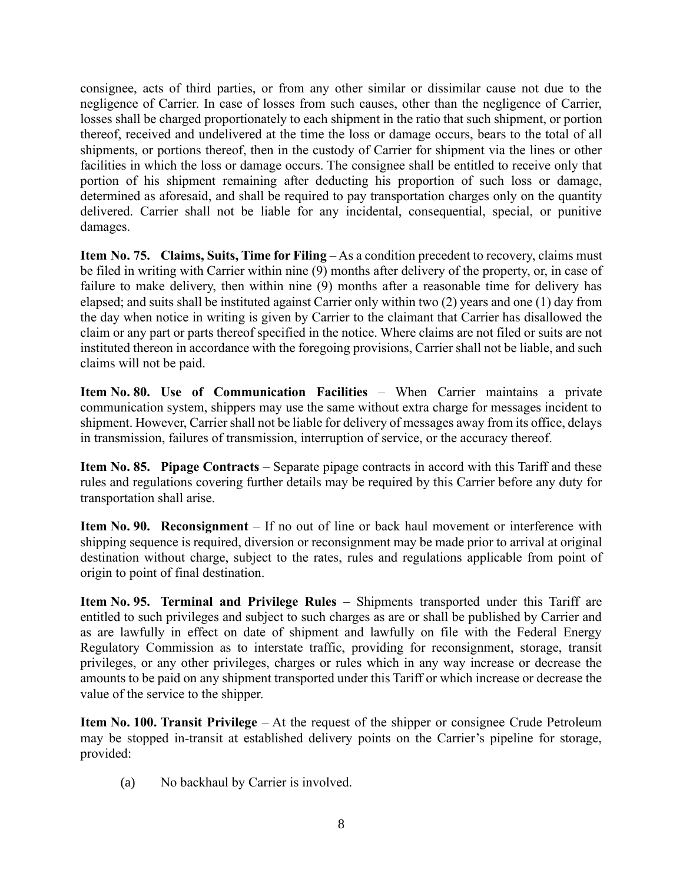consignee, acts of third parties, or from any other similar or dissimilar cause not due to the negligence of Carrier. In case of losses from such causes, other than the negligence of Carrier, losses shall be charged proportionately to each shipment in the ratio that such shipment, or portion thereof, received and undelivered at the time the loss or damage occurs, bears to the total of all shipments, or portions thereof, then in the custody of Carrier for shipment via the lines or other facilities in which the loss or damage occurs. The consignee shall be entitled to receive only that portion of his shipment remaining after deducting his proportion of such loss or damage, determined as aforesaid, and shall be required to pay transportation charges only on the quantity delivered. Carrier shall not be liable for any incidental, consequential, special, or punitive damages.

**Item No. 75. Claims, Suits, Time for Filing** – As a condition precedent to recovery, claims must be filed in writing with Carrier within nine (9) months after delivery of the property, or, in case of failure to make delivery, then within nine (9) months after a reasonable time for delivery has elapsed; and suits shall be instituted against Carrier only within two (2) years and one (1) day from the day when notice in writing is given by Carrier to the claimant that Carrier has disallowed the claim or any part or parts thereof specified in the notice. Where claims are not filed or suits are not instituted thereon in accordance with the foregoing provisions, Carrier shall not be liable, and such claims will not be paid.

**Item No. 80. Use of Communication Facilities** – When Carrier maintains a private communication system, shippers may use the same without extra charge for messages incident to shipment. However, Carrier shall not be liable for delivery of messages away from its office, delays in transmission, failures of transmission, interruption of service, or the accuracy thereof.

**Item No. 85. Pipage Contracts** – Separate pipage contracts in accord with this Tariff and these rules and regulations covering further details may be required by this Carrier before any duty for transportation shall arise.

**Item No. 90. Reconsignment** – If no out of line or back haul movement or interference with shipping sequence is required, diversion or reconsignment may be made prior to arrival at original destination without charge, subject to the rates, rules and regulations applicable from point of origin to point of final destination.

**Item No. 95. Terminal and Privilege Rules** – Shipments transported under this Tariff are entitled to such privileges and subject to such charges as are or shall be published by Carrier and as are lawfully in effect on date of shipment and lawfully on file with the Federal Energy Regulatory Commission as to interstate traffic, providing for reconsignment, storage, transit privileges, or any other privileges, charges or rules which in any way increase or decrease the amounts to be paid on any shipment transported under this Tariff or which increase or decrease the value of the service to the shipper.

**Item No. 100. Transit Privilege** – At the request of the shipper or consignee Crude Petroleum may be stopped in-transit at established delivery points on the Carrier's pipeline for storage, provided:

(a) No backhaul by Carrier is involved.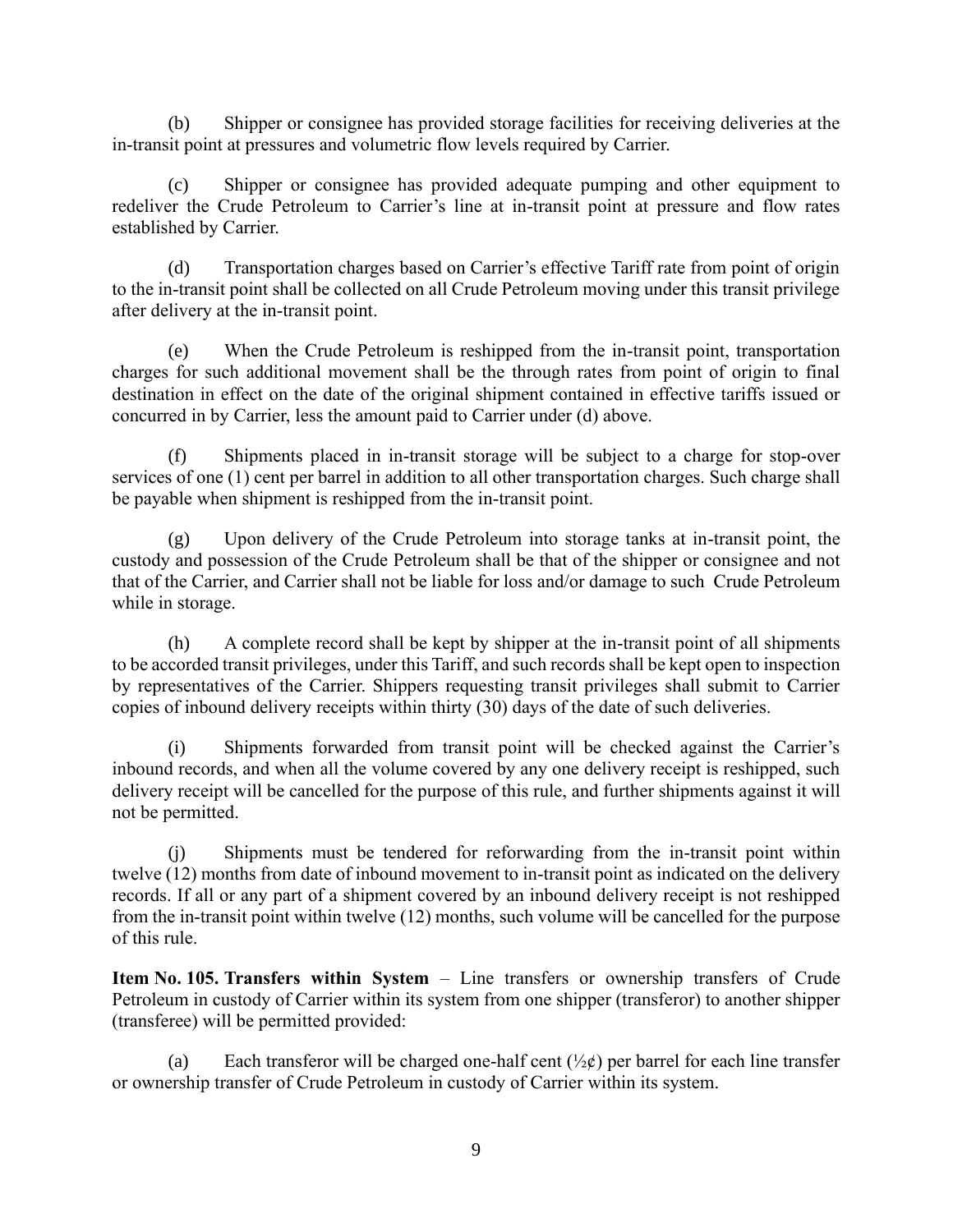(b) Shipper or consignee has provided storage facilities for receiving deliveries at the in-transit point at pressures and volumetric flow levels required by Carrier.

(c) Shipper or consignee has provided adequate pumping and other equipment to redeliver the Crude Petroleum to Carrier's line at in-transit point at pressure and flow rates established by Carrier.

(d) Transportation charges based on Carrier's effective Tariff rate from point of origin to the in-transit point shall be collected on all Crude Petroleum moving under this transit privilege after delivery at the in-transit point.

(e) When the Crude Petroleum is reshipped from the in-transit point, transportation charges for such additional movement shall be the through rates from point of origin to final destination in effect on the date of the original shipment contained in effective tariffs issued or concurred in by Carrier, less the amount paid to Carrier under (d) above.

(f) Shipments placed in in-transit storage will be subject to a charge for stop-over services of one (1) cent per barrel in addition to all other transportation charges. Such charge shall be payable when shipment is reshipped from the in-transit point.

(g) Upon delivery of the Crude Petroleum into storage tanks at in-transit point, the custody and possession of the Crude Petroleum shall be that of the shipper or consignee and not that of the Carrier, and Carrier shall not be liable for loss and/or damage to such Crude Petroleum while in storage.

(h) A complete record shall be kept by shipper at the in-transit point of all shipments to be accorded transit privileges, under this Tariff, and such records shall be kept open to inspection by representatives of the Carrier. Shippers requesting transit privileges shall submit to Carrier copies of inbound delivery receipts within thirty (30) days of the date of such deliveries.

(i) Shipments forwarded from transit point will be checked against the Carrier's inbound records, and when all the volume covered by any one delivery receipt is reshipped, such delivery receipt will be cancelled for the purpose of this rule, and further shipments against it will not be permitted.

(j) Shipments must be tendered for reforwarding from the in-transit point within twelve (12) months from date of inbound movement to in-transit point as indicated on the delivery records. If all or any part of a shipment covered by an inbound delivery receipt is not reshipped from the in-transit point within twelve (12) months, such volume will be cancelled for the purpose of this rule.

**Item No. 105. Transfers within System** – Line transfers or ownership transfers of Crude Petroleum in custody of Carrier within its system from one shipper (transferor) to another shipper (transferee) will be permitted provided:

(a) Each transferor will be charged one-half cent (½¢) per barrel for each line transfer or ownership transfer of Crude Petroleum in custody of Carrier within its system.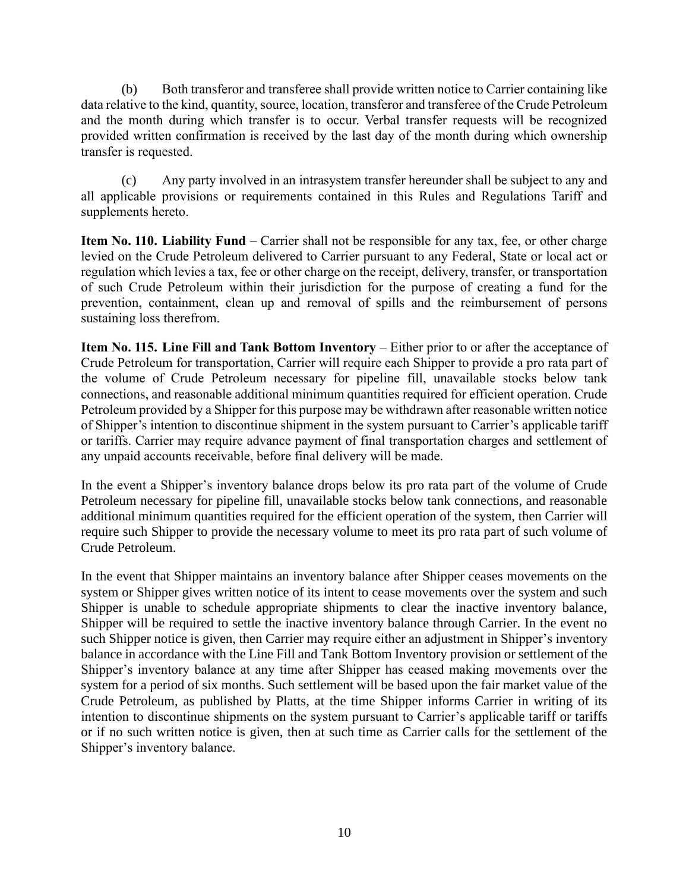(b) Both transferor and transferee shall provide written notice to Carrier containing like data relative to the kind, quantity, source, location, transferor and transferee of the Crude Petroleum and the month during which transfer is to occur. Verbal transfer requests will be recognized provided written confirmation is received by the last day of the month during which ownership transfer is requested.

(c) Any party involved in an intrasystem transfer hereunder shall be subject to any and all applicable provisions or requirements contained in this Rules and Regulations Tariff and supplements hereto.

**Item No. 110. Liability Fund** – Carrier shall not be responsible for any tax, fee, or other charge levied on the Crude Petroleum delivered to Carrier pursuant to any Federal, State or local act or regulation which levies a tax, fee or other charge on the receipt, delivery, transfer, or transportation of such Crude Petroleum within their jurisdiction for the purpose of creating a fund for the prevention, containment, clean up and removal of spills and the reimbursement of persons sustaining loss therefrom.

**Item No. 115. Line Fill and Tank Bottom Inventory** – Either prior to or after the acceptance of Crude Petroleum for transportation, Carrier will require each Shipper to provide a pro rata part of the volume of Crude Petroleum necessary for pipeline fill, unavailable stocks below tank connections, and reasonable additional minimum quantities required for efficient operation. Crude Petroleum provided by a Shipper for this purpose may be withdrawn after reasonable written notice of Shipper's intention to discontinue shipment in the system pursuant to Carrier's applicable tariff or tariffs. Carrier may require advance payment of final transportation charges and settlement of any unpaid accounts receivable, before final delivery will be made.

In the event a Shipper's inventory balance drops below its pro rata part of the volume of Crude Petroleum necessary for pipeline fill, unavailable stocks below tank connections, and reasonable additional minimum quantities required for the efficient operation of the system, then Carrier will require such Shipper to provide the necessary volume to meet its pro rata part of such volume of Crude Petroleum.

In the event that Shipper maintains an inventory balance after Shipper ceases movements on the system or Shipper gives written notice of its intent to cease movements over the system and such Shipper is unable to schedule appropriate shipments to clear the inactive inventory balance, Shipper will be required to settle the inactive inventory balance through Carrier. In the event no such Shipper notice is given, then Carrier may require either an adjustment in Shipper's inventory balance in accordance with the Line Fill and Tank Bottom Inventory provision or settlement of the Shipper's inventory balance at any time after Shipper has ceased making movements over the system for a period of six months. Such settlement will be based upon the fair market value of the Crude Petroleum, as published by Platts, at the time Shipper informs Carrier in writing of its intention to discontinue shipments on the system pursuant to Carrier's applicable tariff or tariffs or if no such written notice is given, then at such time as Carrier calls for the settlement of the Shipper's inventory balance.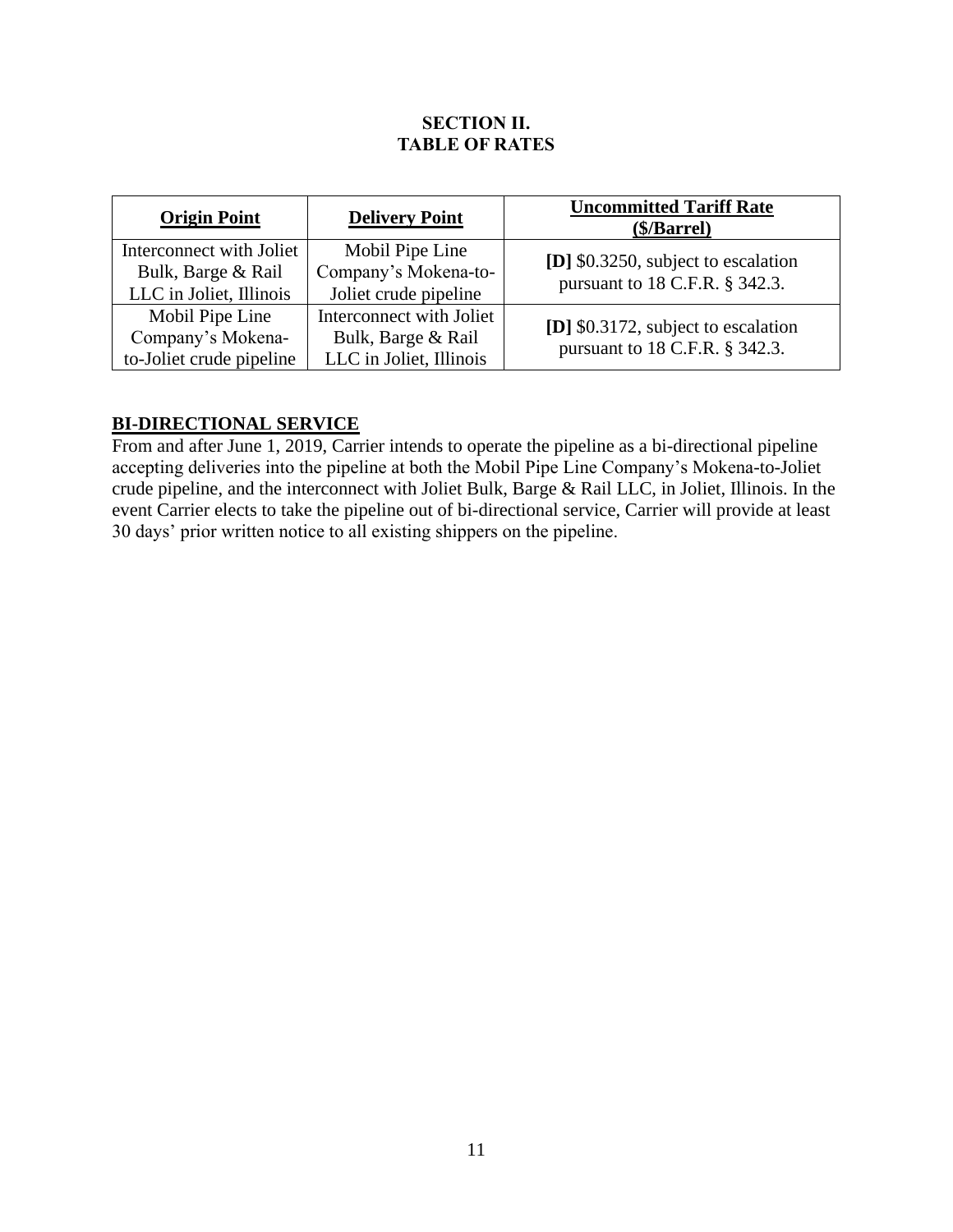## SECTION II.
## TABLE OF RATES

| Origin Point | Delivery Point | Uncommitted Tariff Rate ($/Barrel) |
| --- | --- | --- |
| Interconnect with Joliet Bulk, Barge & Rail LLC in Joliet, Illinois | Mobil Pipe Line Company's Mokena-to-Joliet crude pipeline | **[D]** $0.3250, subject to escalation pursuant to 18 C.F.R. § 342.3. |
| Mobil Pipe Line Company's Mokena-to-Joliet crude pipeline | Interconnect with Joliet Bulk, Barge & Rail LLC in Joliet, Illinois | **[D]** $0.3172, subject to escalation pursuant to 18 C.F.R. § 342.3. |

**BI-DIRECTIONAL SERVICE**

From and after June 1, 2019, Carrier intends to operate the pipeline as a bi-directional pipeline accepting deliveries into the pipeline at both the Mobil Pipe Line Company's Mokena-to-Joliet crude pipeline, and the interconnect with Joliet Bulk, Barge & Rail LLC, in Joliet, Illinois. In the event Carrier elects to take the pipeline out of bi-directional service, Carrier will provide at least 30 days' prior written notice to all existing shippers on the pipeline.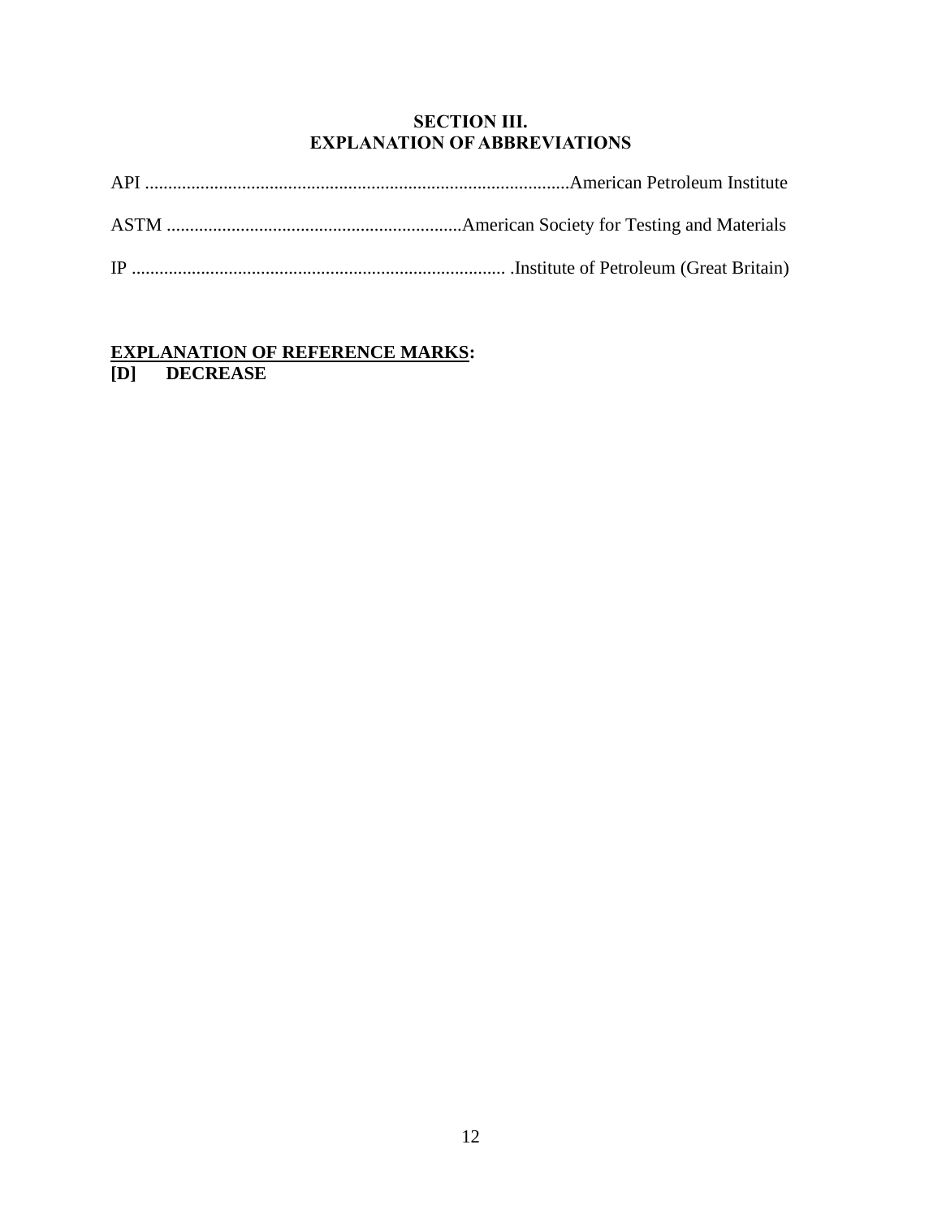## SECTION III.
## EXPLANATION OF ABBREVIATIONS

API ............................................................................................American Petroleum Institute

ASTM ................................................................American Society for Testing and Materials

IP ................................................................................. .Institute of Petroleum (Great Britain)

**EXPLANATION OF REFERENCE MARKS:**

**[D] DECREASE**